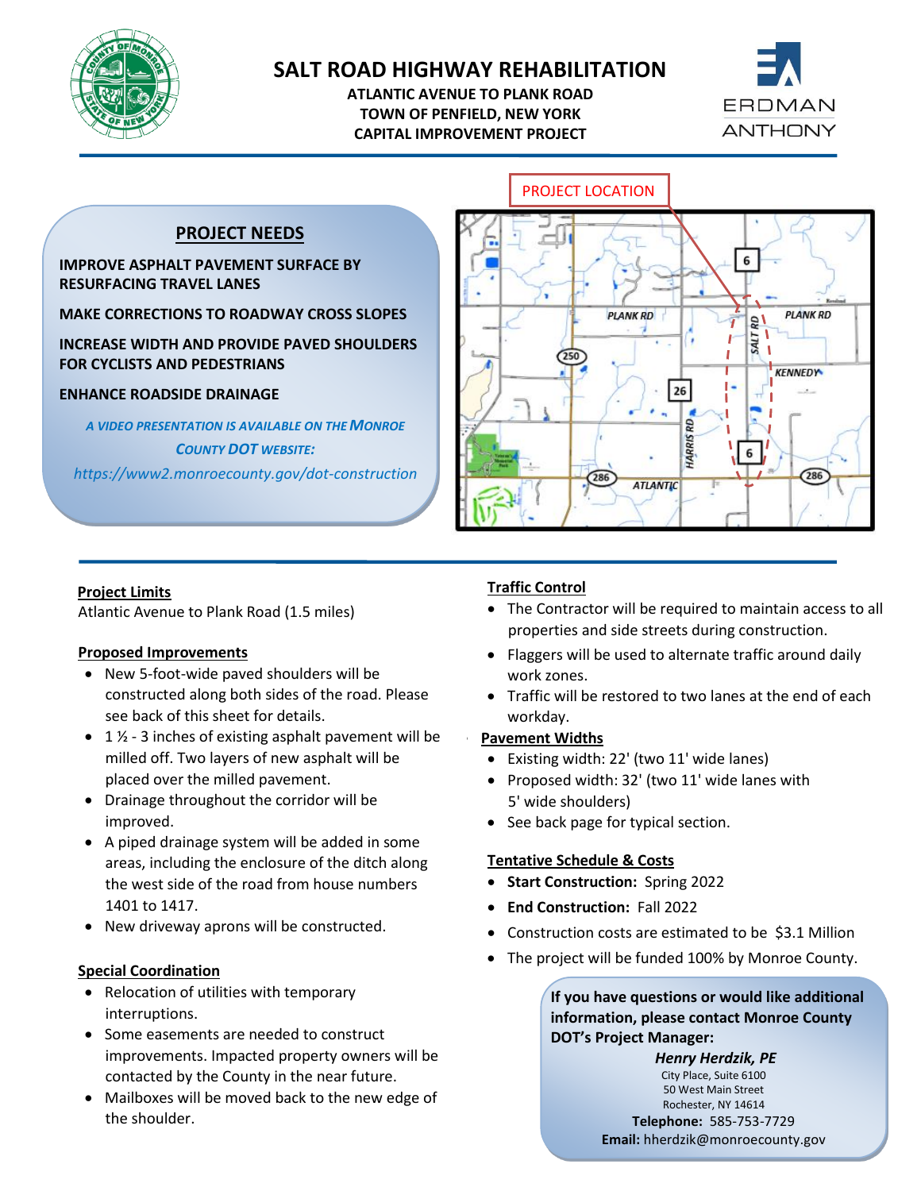# SALT ROAD HIGHWAY REHABILITATION

**ATLANTIC AVENUE TO PLANK ROAD**
**TOWN OF PENFIELD, NEW YORK**
**CAPITAL IMPROVEMENT PROJECT**

## PROJECT NEEDS

**IMPROVE ASPHALT PAVEMENT SURFACE BY RESURFACING TRAVEL LANES**

**MAKE CORRECTIONS TO ROADWAY CROSS SLOPES**

**INCREASE WIDTH AND PROVIDE PAVED SHOULDERS FOR CYCLISTS AND PEDESTRIANS**

**ENHANCE ROADSIDE DRAINAGE**

***A VIDEO PRESENTATION IS AVAILABLE ON THE MONROE COUNTY DOT WEBSITE:***

*https://www2.monroecounty.gov/dot-construction*

PROJECT LOCATION

### Project Limits

Atlantic Avenue to Plank Road (1.5 miles)

### Proposed Improvements

- New 5-foot-wide paved shoulders will be constructed along both sides of the road. Please see back of this sheet for details.
- 1 ½ - 3 inches of existing asphalt pavement will be milled off. Two layers of new asphalt will be placed over the milled pavement.
- Drainage throughout the corridor will be improved.
- A piped drainage system will be added in some areas, including the enclosure of the ditch along the west side of the road from house numbers 1401 to 1417.
- New driveway aprons will be constructed.

### Special Coordination

- Relocation of utilities with temporary interruptions.
- Some easements are needed to construct improvements. Impacted property owners will be contacted by the County in the near future.
- Mailboxes will be moved back to the new edge of the shoulder.

### Traffic Control

- The Contractor will be required to maintain access to all properties and side streets during construction.
- Flaggers will be used to alternate traffic around daily work zones.
- Traffic will be restored to two lanes at the end of each workday.

### Pavement Widths

- Existing width: 22' (two 11' wide lanes)
- Proposed width: 32' (two 11' wide lanes with 5' wide shoulders)
- See back page for typical section.

### Tentative Schedule & Costs

- **Start Construction:** Spring 2022
- **End Construction:** Fall 2022
- Construction costs are estimated to be $3.1 Million
- The project will be funded 100% by Monroe County.

**If you have questions or would like additional information, please contact Monroe County DOT's Project Manager:**

***Henry Herdzik, PE***
City Place, Suite 6100
50 West Main Street
Rochester, NY 14614
**Telephone:** 585-753-7729
**Email:** hherdzik@monroecounty.gov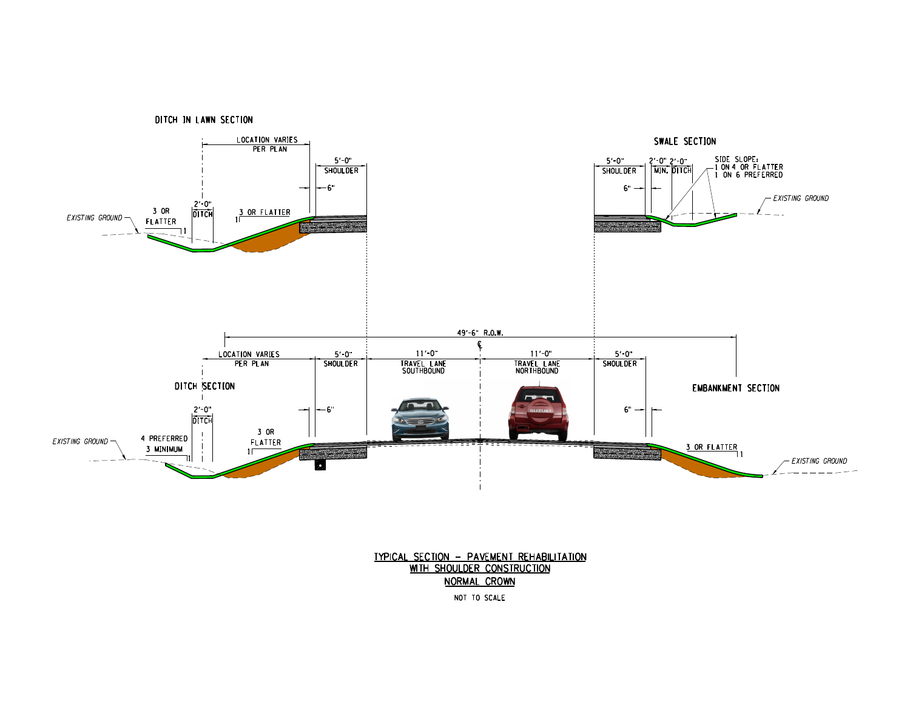DITCH IN LAWN SECTION

LOCATION VARIES
PER PLAN

5'-0"
SHOULDER

6"

EXISTING GROUND

3 OR
FLATTER
1

2'-0"
DITCH

3 OR FLATTER
1

SWALE SECTION

5'-0"
SHOULDER

2'-0"
MIN.

2'-0"
DITCH

SIDE SLOPE:
1 ON 4 OR FLATTER
1 ON 6 PREFERRED

6"

EXISTING GROUND

49'-6" R.O.W.

℄

LOCATION VARIES
PER PLAN

5'-0"
SHOULDER

11'-0"
TRAVEL LANE
SOUTHBOUND

11'-0"
TRAVEL LANE
NORTHBOUND

5'-0"
SHOULDER

DITCH SECTION

EMBANKMENT SECTION

2'-0"
DITCH

6"

6"

EXISTING GROUND

4 PREFERRED
3 MINIMUM
1

3 OR
FLATTER
1

3 OR FLATTER
1

EXISTING GROUND

**TYPICAL SECTION – PAVEMENT REHABILITATION**
**WITH SHOULDER CONSTRUCTION**
**NORMAL CROWN**

NOT TO SCALE